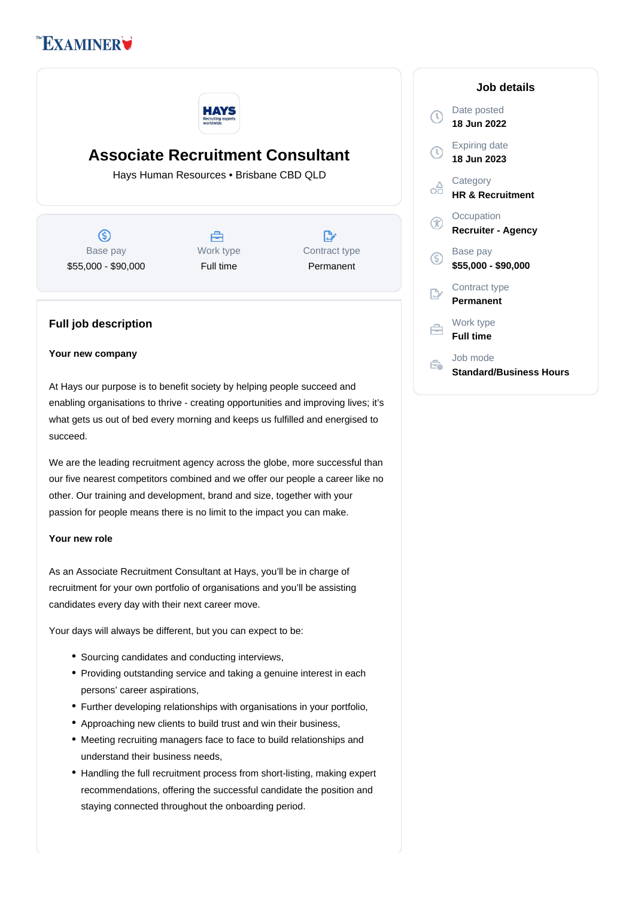# Associate Recruitment Consultant

Hays Human Resources • Brisbane CBD QLD

| Base pay | Work type | Contract type |
|---|---|---|
| $55,000 - $90,000 | Full time | Permanent |

## Job details

**Date posted**
18 Jun 2022

**Expiring date**
18 Jun 2023

**Category**
HR & Recruitment

**Occupation**
Recruiter - Agency

**Base pay**
$55,000 - $90,000

**Contract type**
Permanent

**Work type**
Full time

**Job mode**
Standard/Business Hours

## Full job description

**Your new company**

At Hays our purpose is to benefit society by helping people succeed and enabling organisations to thrive - creating opportunities and improving lives; it's what gets us out of bed every morning and keeps us fulfilled and energised to succeed.

We are the leading recruitment agency across the globe, more successful than our five nearest competitors combined and we offer our people a career like no other. Our training and development, brand and size, together with your passion for people means there is no limit to the impact you can make.

**Your new role**

As an Associate Recruitment Consultant at Hays, you'll be in charge of recruitment for your own portfolio of organisations and you'll be assisting candidates every day with their next career move.

Your days will always be different, but you can expect to be:

- Sourcing candidates and conducting interviews,
- Providing outstanding service and taking a genuine interest in each persons' career aspirations,
- Further developing relationships with organisations in your portfolio,
- Approaching new clients to build trust and win their business,
- Meeting recruiting managers face to face to build relationships and understand their business needs,
- Handling the full recruitment process from short-listing, making expert recommendations, offering the successful candidate the position and staying connected throughout the onboarding period.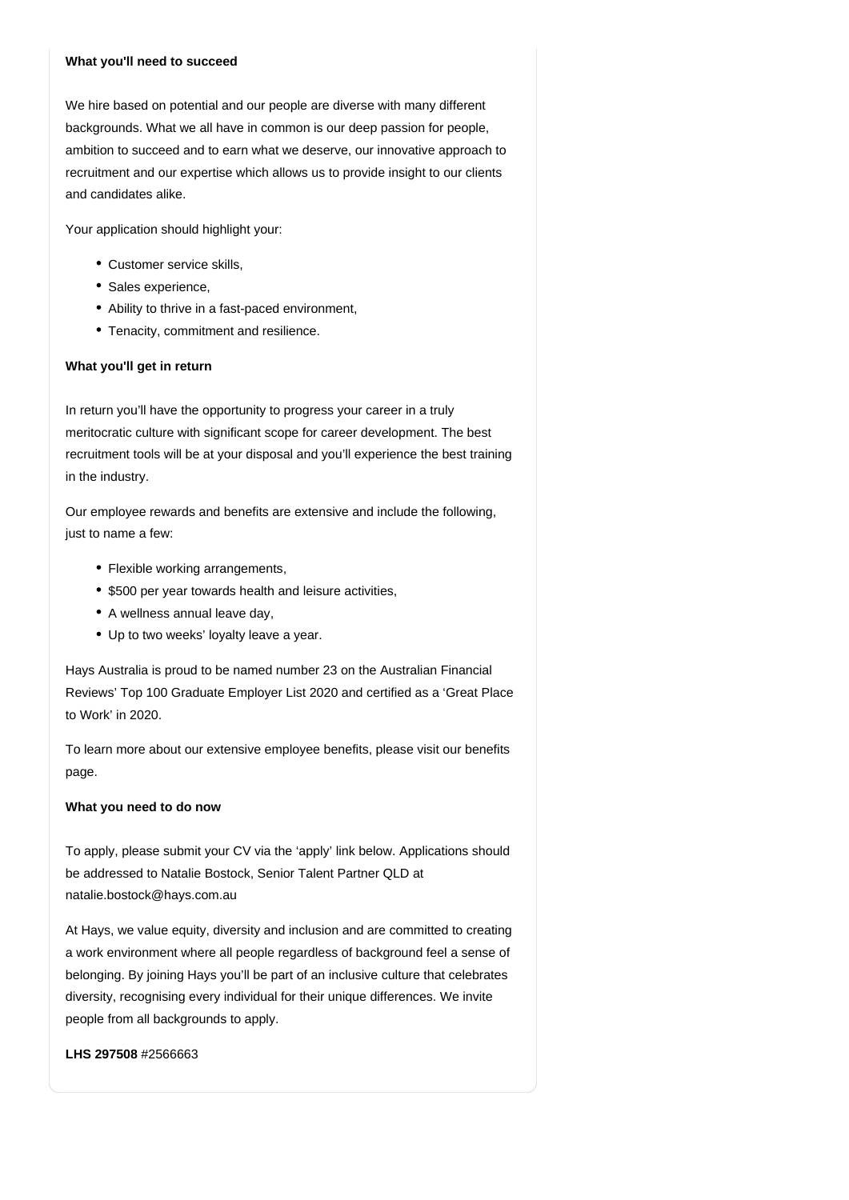**What you'll need to succeed**

We hire based on potential and our people are diverse with many different backgrounds. What we all have in common is our deep passion for people, ambition to succeed and to earn what we deserve, our innovative approach to recruitment and our expertise which allows us to provide insight to our clients and candidates alike.

Your application should highlight your:

- Customer service skills,
- Sales experience,
- Ability to thrive in a fast-paced environment,
- Tenacity, commitment and resilience.

**What you'll get in return**

In return you'll have the opportunity to progress your career in a truly meritocratic culture with significant scope for career development. The best recruitment tools will be at your disposal and you'll experience the best training in the industry.

Our employee rewards and benefits are extensive and include the following, just to name a few:

- Flexible working arrangements,
- $500 per year towards health and leisure activities,
- A wellness annual leave day,
- Up to two weeks' loyalty leave a year.

Hays Australia is proud to be named number 23 on the Australian Financial Reviews' Top 100 Graduate Employer List 2020 and certified as a 'Great Place to Work' in 2020.

To learn more about our extensive employee benefits, please visit our benefits page.

**What you need to do now**

To apply, please submit your CV via the 'apply' link below. Applications should be addressed to Natalie Bostock, Senior Talent Partner QLD at natalie.bostock@hays.com.au

At Hays, we value equity, diversity and inclusion and are committed to creating a work environment where all people regardless of background feel a sense of belonging. By joining Hays you'll be part of an inclusive culture that celebrates diversity, recognising every individual for their unique differences. We invite people from all backgrounds to apply.

**LHS 297508** #2566663